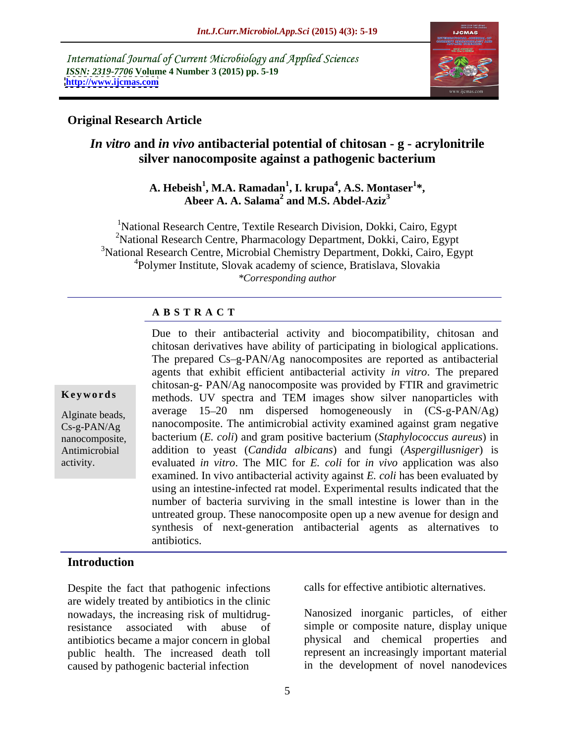International Journal of Current Microbiology and Applied Sciences
*ISSN: 2319-7706* **Volume 4 Number 3 (2015) pp. 5-19**
**http://www.ijcmas.com**

**Original Research Article**

# *In vitro* and *in vivo* antibacterial potential of chitosan - g - acrylonitrile silver nanocomposite against a pathogenic bacterium

**A. Hebeish[1], M.A. Ramadan[1], I. krupa[4], A.S. Montaser[1]\*, Abeer A. A. Salama[2] and M.S. Abdel-Aziz[3]**

[1]National Research Centre, Textile Research Division, Dokki, Cairo, Egypt
[2]National Research Centre, Pharmacology Department, Dokki, Cairo, Egypt
[3]National Research Centre, Microbial Chemistry Department, Dokki, Cairo, Egypt
[4]Polymer Institute, Slovak academy of science, Bratislava, Slovakia
*\*Corresponding author*

## A B S T R A C T

**Keywords**

Alginate beads, Cs-g-PAN/Ag nanocomposite, Antimicrobial activity.

Due to their antibacterial activity and biocompatibility, chitosan and chitosan derivatives have ability of participating in biological applications. The prepared Cs–g-PAN/Ag nanocomposites are reported as antibacterial agents that exhibit efficient antibacterial activity *in vitro*. The prepared chitosan-g- PAN/Ag nanocomposite was provided by FTIR and gravimetric methods. UV spectra and TEM images show silver nanoparticles with average 15–20 nm dispersed homogeneously in (CS-g-PAN/Ag) nanocomposite. The antimicrobial activity examined against gram negative bacterium (*E. coli*) and gram positive bacterium (*Staphylococcus aureus*) in addition to yeast (*Candida albicans*) and fungi (*Aspergillusniger*) is evaluated *in vitro*. The MIC for *E. coli* for *in vivo* application was also examined. In vivo antibacterial activity against *E. coli* has been evaluated by using an intestine-infected rat model. Experimental results indicated that the number of bacteria surviving in the small intestine is lower than in the untreated group. These nanocomposite open up a new avenue for design and synthesis of next-generation antibacterial agents as alternatives to antibiotics.

## Introduction

Despite the fact that pathogenic infections are widely treated by antibiotics in the clinic nowadays, the increasing risk of multidrug-resistance associated with abuse of antibiotics became a major concern in global public health. The increased death toll caused by pathogenic bacterial infection calls for effective antibiotic alternatives.

Nanosized inorganic particles, of either simple or composite nature, display unique physical and chemical properties and represent an increasingly important material in the development of novel nanodevices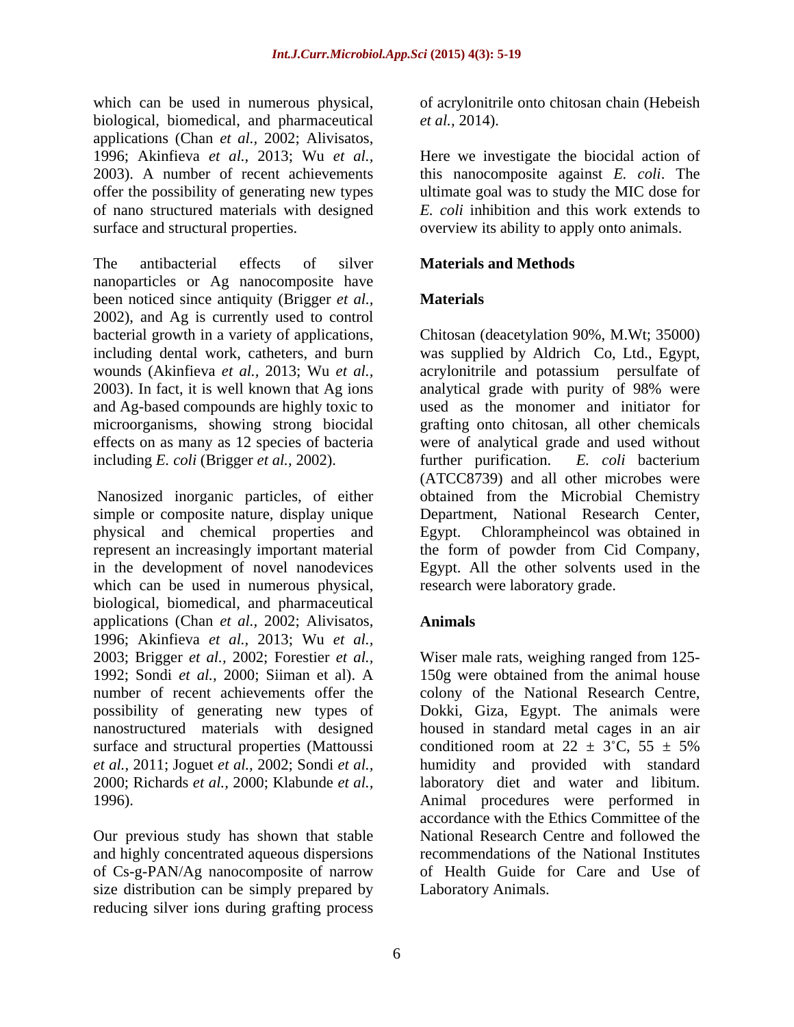which can be used in numerous physical, biological, biomedical, and pharmaceutical applications (Chan *et al.,* 2002; Alivisatos, 1996; Akinfieva *et al.*, 2013; Wu *et al.*, 2003). A number of recent achievements offer the possibility of generating new types of nano structured materials with designed surface and structural properties.

The antibacterial effects of silver nanoparticles or Ag nanocomposite have been noticed since antiquity (Brigger *et al.*, 2002), and Ag is currently used to control bacterial growth in a variety of applications, including dental work, catheters, and burn wounds (Akinfieva *et al.*, 2013; Wu *et al.*, 2003). In fact, it is well known that Ag ions and Ag-based compounds are highly toxic to microorganisms, showing strong biocidal effects on as many as 12 species of bacteria including *E. coli* (Brigger *et al.*, 2002).

Nanosized inorganic particles, of either simple or composite nature, display unique physical and chemical properties and represent an increasingly important material in the development of novel nanodevices which can be used in numerous physical, biological, biomedical, and pharmaceutical applications (Chan *et al.,* 2002; Alivisatos, 1996; Akinfieva *et al.*, 2013; Wu *et al.*, 2003; Brigger *et al.*, 2002; Forestier *et al.*, 1992; Sondi *et al.*, 2000; Siiman et al). A number of recent achievements offer the possibility of generating new types of nanostructured materials with designed surface and structural properties (Mattoussi *et al.*, 2011; Joguet *et al.*, 2002; Sondi *et al.*, 2000; Richards *et al.*, 2000; Klabunde *et al.*, 1996).

Our previous study has shown that stable and highly concentrated aqueous dispersions of Cs-g-PAN/Ag nanocomposite of narrow size distribution can be simply prepared by reducing silver ions during grafting process of acrylonitrile onto chitosan chain (Hebeish *et al.,* 2014).

Here we investigate the biocidal action of this nanocomposite against *E. coli*. The ultimate goal was to study the MIC dose for *E. coli* inhibition and this work extends to overview its ability to apply onto animals.

## Materials and Methods

### Materials

Chitosan (deacetylation 90%, M.Wt; 35000) was supplied by Aldrich Co, Ltd., Egypt, acrylonitrile and potassium persulfate of analytical grade with purity of 98% were used as the monomer and initiator for grafting onto chitosan, all other chemicals were of analytical grade and used without further purification. *E. coli* bacterium (ATCC8739) and all other microbes were obtained from the Microbial Chemistry Department, National Research Center, Egypt. Chlorampheincol was obtained in the form of powder from Cid Company, Egypt. All the other solvents used in the research were laboratory grade.

### Animals

Wiser male rats, weighing ranged from 125-150g were obtained from the animal house colony of the National Research Centre, Dokki, Giza, Egypt. The animals were housed in standard metal cages in an air conditioned room at 22 ± 3˚C, 55 ± 5% humidity and provided with standard laboratory diet and water and libitum. Animal procedures were performed in accordance with the Ethics Committee of the National Research Centre and followed the recommendations of the National Institutes of Health Guide for Care and Use of Laboratory Animals.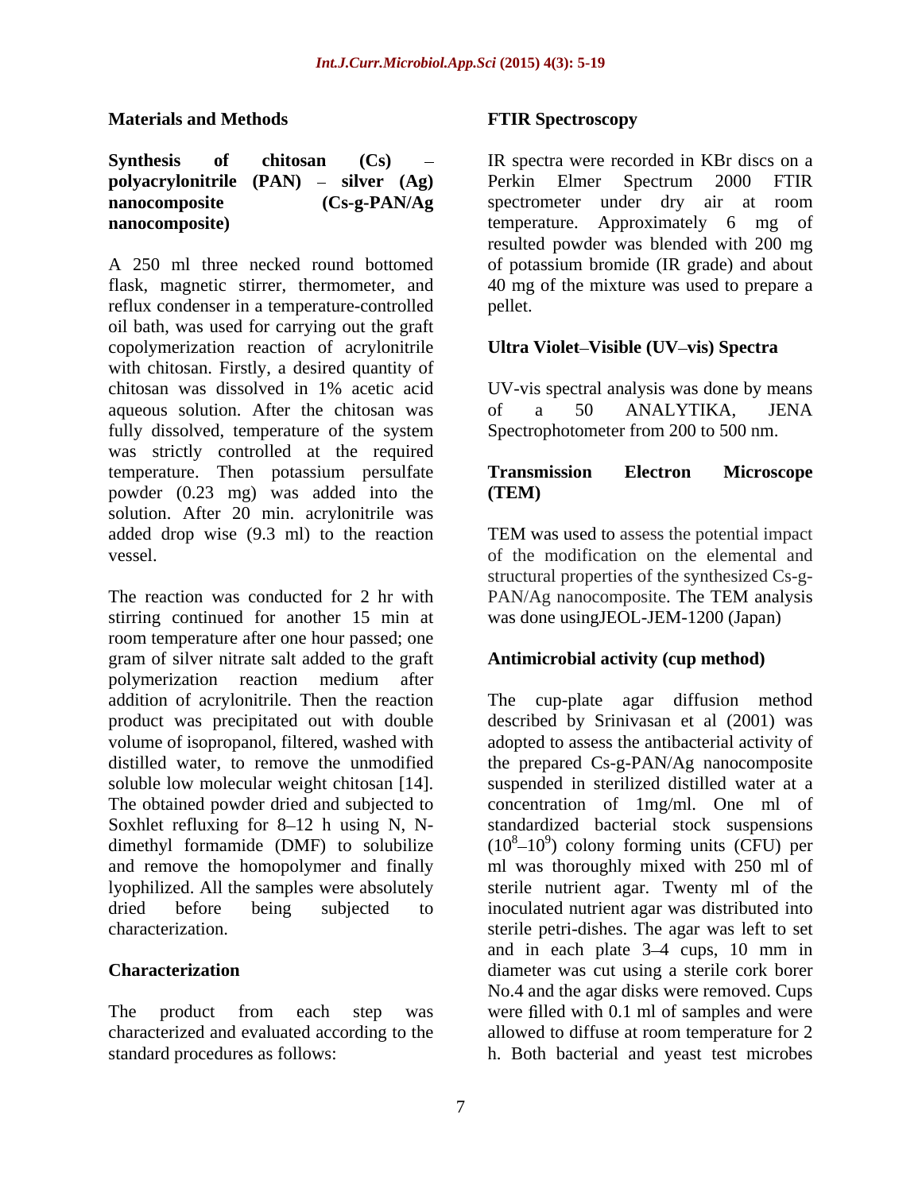## Materials and Methods

### Synthesis of chitosan (Cs) – polyacrylonitrile (PAN) – silver (Ag) nanocomposite (Cs-g-PAN/Ag nanocomposite)

A 250 ml three necked round bottomed flask, magnetic stirrer, thermometer, and reflux condenser in a temperature-controlled oil bath, was used for carrying out the graft copolymerization reaction of acrylonitrile with chitosan. Firstly, a desired quantity of chitosan was dissolved in 1% acetic acid aqueous solution. After the chitosan was fully dissolved, temperature of the system was strictly controlled at the required temperature. Then potassium persulfate powder (0.23 mg) was added into the solution. After 20 min. acrylonitrile was added drop wise (9.3 ml) to the reaction vessel.

The reaction was conducted for 2 hr with stirring continued for another 15 min at room temperature after one hour passed; one gram of silver nitrate salt added to the graft polymerization reaction medium after addition of acrylonitrile. Then the reaction product was precipitated out with double volume of isopropanol, filtered, washed with distilled water, to remove the unmodified soluble low molecular weight chitosan [14]. The obtained powder dried and subjected to Soxhlet refluxing for 8–12 h using N, N-dimethyl formamide (DMF) to solubilize and remove the homopolymer and finally lyophilized. All the samples were absolutely dried before being subjected to characterization.

### Characterization

The product from each step was characterized and evaluated according to the standard procedures as follows:

### FTIR Spectroscopy

IR spectra were recorded in KBr discs on a Perkin Elmer Spectrum 2000 FTIR spectrometer under dry air at room temperature. Approximately 6 mg of resulted powder was blended with 200 mg of potassium bromide (IR grade) and about 40 mg of the mixture was used to prepare a pellet.

### Ultra Violet–Visible (UV–vis) Spectra

UV-vis spectral analysis was done by means of a 50 ANALYTIKA, JENA Spectrophotometer from 200 to 500 nm.

### Transmission Electron Microscope (TEM)

TEM was used to assess the potential impact of the modification on the elemental and structural properties of the synthesized Cs-g-PAN/Ag nanocomposite. The TEM analysis was done usingJEOL-JEM-1200 (Japan)

### Antimicrobial activity (cup method)

The cup-plate agar diffusion method described by Srinivasan et al (2001) was adopted to assess the antibacterial activity of the prepared Cs-g-PAN/Ag nanocomposite suspended in sterilized distilled water at a concentration of 1mg/ml. One ml of standardized bacterial stock suspensions ($10^8$–$10^9$) colony forming units (CFU) per ml was thoroughly mixed with 250 ml of sterile nutrient agar. Twenty ml of the inoculated nutrient agar was distributed into sterile petri-dishes. The agar was left to set and in each plate 3–4 cups, 10 mm in diameter was cut using a sterile cork borer No.4 and the agar disks were removed. Cups were filled with 0.1 ml of samples and were allowed to diffuse at room temperature for 2 h. Both bacterial and yeast test microbes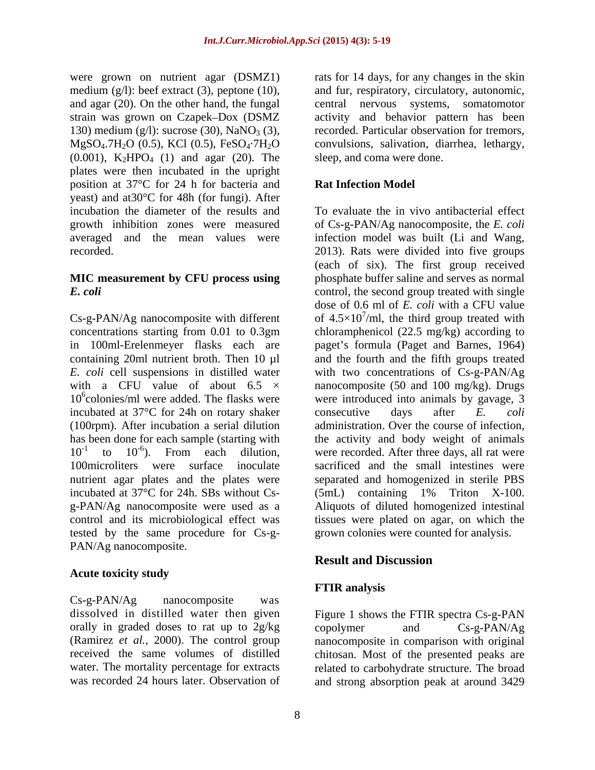were grown on nutrient agar (DSMZ1) medium (g/l): beef extract (3), peptone (10), and agar (20). On the other hand, the fungal strain was grown on Czapek–Dox (DSMZ 130) medium (g/l): sucrose (30), $NaNO_3$ (3), $MgSO_4.7H_2O$ (0.5), KCl (0.5), $FeSO_4 \cdot 7H_2O$ (0.001), $K_2HPO_4$ (1) and agar (20). The plates were then incubated in the upright position at 37°C for 24 h for bacteria and yeast) and at30°C for 48h (for fungi). After incubation the diameter of the results and growth inhibition zones were measured averaged and the mean values were recorded.

### MIC measurement by CFU process using *E. coli*

Cs-g-PAN/Ag nanocomposite with different concentrations starting from 0.01 to 0.3gm in 100ml-Erelenmeyer flasks each are containing 20ml nutrient broth. Then 10 µl *E. coli* cell suspensions in distilled water with a CFU value of about $6.5 \times 10^6$colonies/ml were added. The flasks were incubated at 37°C for 24h on rotary shaker (100rpm). After incubation a serial dilution has been done for each sample (starting with $10^{-1}$ to $10^{-6}$). From each dilution, 100microliters were surface inoculate nutrient agar plates and the plates were incubated at 37°C for 24h. SBs without Cs-g-PAN/Ag nanocomposite were used as a control and its microbiological effect was tested by the same procedure for Cs-g-PAN/Ag nanocomposite.

### Acute toxicity study

Cs-g-PAN/Ag nanocomposite was dissolved in distilled water then given orally in graded doses to rat up to 2g/kg (Ramirez *et al.,* 2000). The control group received the same volumes of distilled water. The mortality percentage for extracts was recorded 24 hours later. Observation of rats for 14 days, for any changes in the skin and fur, respiratory, circulatory, autonomic, central nervous systems, somatomotor activity and behavior pattern has been recorded. Particular observation for tremors, convulsions, salivation, diarrhea, lethargy, sleep, and coma were done.

### Rat Infection Model

To evaluate the in vivo antibacterial effect of Cs-g-PAN/Ag nanocomposite, the *E. coli* infection model was built (Li and Wang, 2013). Rats were divided into five groups (each of six). The first group received phosphate buffer saline and serves as normal control, the second group treated with single dose of 0.6 ml of *E. coli* with a CFU value of $4.5 \times 10^7$/ml, the third group treated with chloramphenicol (22.5 mg/kg) according to paget's formula (Paget and Barnes, 1964) and the fourth and the fifth groups treated with two concentrations of Cs-g-PAN/Ag nanocomposite (50 and 100 mg/kg). Drugs were introduced into animals by gavage, 3 consecutive days after *E. coli* administration. Over the course of infection, the activity and body weight of animals were recorded. After three days, all rat were sacrificed and the small intestines were separated and homogenized in sterile PBS (5mL) containing 1% Triton X-100. Aliquots of diluted homogenized intestinal tissues were plated on agar, on which the grown colonies were counted for analysis.

## Result and Discussion

### FTIR analysis

Figure 1 shows the FTIR spectra Cs-g-PAN copolymer and Cs-g-PAN/Ag nanocomposite in comparison with original chitosan. Most of the presented peaks are related to carbohydrate structure. The broad and strong absorption peak at around 3429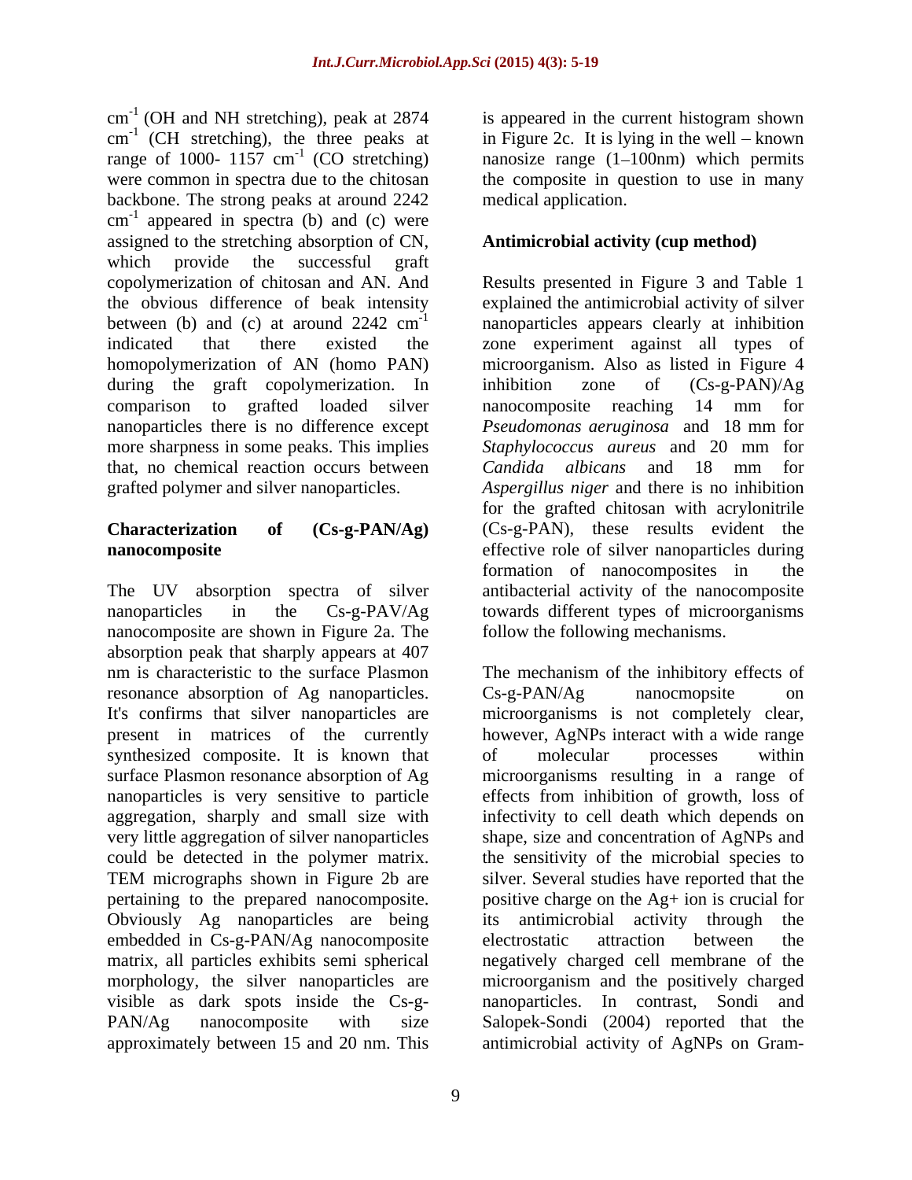$cm^{-1}$ (OH and NH stretching), peak at 2874 $cm^{-1}$ (CH stretching), the three peaks at range of 1000- 1157 $cm^{-1}$ (CO stretching) were common in spectra due to the chitosan backbone. The strong peaks at around 2242 $cm^{-1}$ appeared in spectra (b) and (c) were assigned to the stretching absorption of CN, which provide the successful graft copolymerization of chitosan and AN. And the obvious difference of beak intensity between (b) and (c) at around 2242 $cm^{-1}$ indicated that there existed the homopolymerization of AN (homo PAN) during the graft copolymerization. In comparison to grafted loaded silver nanoparticles there is no difference except more sharpness in some peaks. This implies that, no chemical reaction occurs between grafted polymer and silver nanoparticles.

## Characterization of (Cs-g-PAN/Ag) nanocomposite

The UV absorption spectra of silver nanoparticles in the Cs-g-PAV/Ag nanocomposite are shown in Figure 2a. The absorption peak that sharply appears at 407 nm is characteristic to the surface Plasmon resonance absorption of Ag nanoparticles. It's confirms that silver nanoparticles are present in matrices of the currently synthesized composite. It is known that surface Plasmon resonance absorption of Ag nanoparticles is very sensitive to particle aggregation, sharply and small size with very little aggregation of silver nanoparticles could be detected in the polymer matrix. TEM micrographs shown in Figure 2b are pertaining to the prepared nanocomposite. Obviously Ag nanoparticles are being embedded in Cs-g-PAN/Ag nanocomposite matrix, all particles exhibits semi spherical morphology, the silver nanoparticles are visible as dark spots inside the Cs-g-PAN/Ag nanocomposite with size approximately between 15 and 20 nm. This is appeared in the current histogram shown in Figure 2c. It is lying in the well – known nanosize range (1–100nm) which permits the composite in question to use in many medical application.

## Antimicrobial activity (cup method)

Results presented in Figure 3 and Table 1 explained the antimicrobial activity of silver nanoparticles appears clearly at inhibition zone experiment against all types of microorganism. Also as listed in Figure 4 inhibition zone of (Cs-g-PAN)/Ag nanocomposite reaching 14 mm for *Pseudomonas aeruginosa* and 18 mm for *Staphylococcus aureus* and 20 mm for *Candida albicans* and 18 mm for *Aspergillus niger* and there is no inhibition for the grafted chitosan with acrylonitrile (Cs-g-PAN), these results evident the effective role of silver nanoparticles during formation of nanocomposites in the antibacterial activity of the nanocomposite towards different types of microorganisms follow the following mechanisms.

The mechanism of the inhibitory effects of Cs-g-PAN/Ag nanocmopsite on microorganisms is not completely clear, however, AgNPs interact with a wide range of molecular processes within microorganisms resulting in a range of effects from inhibition of growth, loss of infectivity to cell death which depends on shape, size and concentration of AgNPs and the sensitivity of the microbial species to silver. Several studies have reported that the positive charge on the $Ag^{+}$ ion is crucial for its antimicrobial activity through the electrostatic attraction between the negatively charged cell membrane of the microorganism and the positively charged nanoparticles. In contrast, Sondi and Salopek-Sondi (2004) reported that the antimicrobial activity of AgNPs on Gram-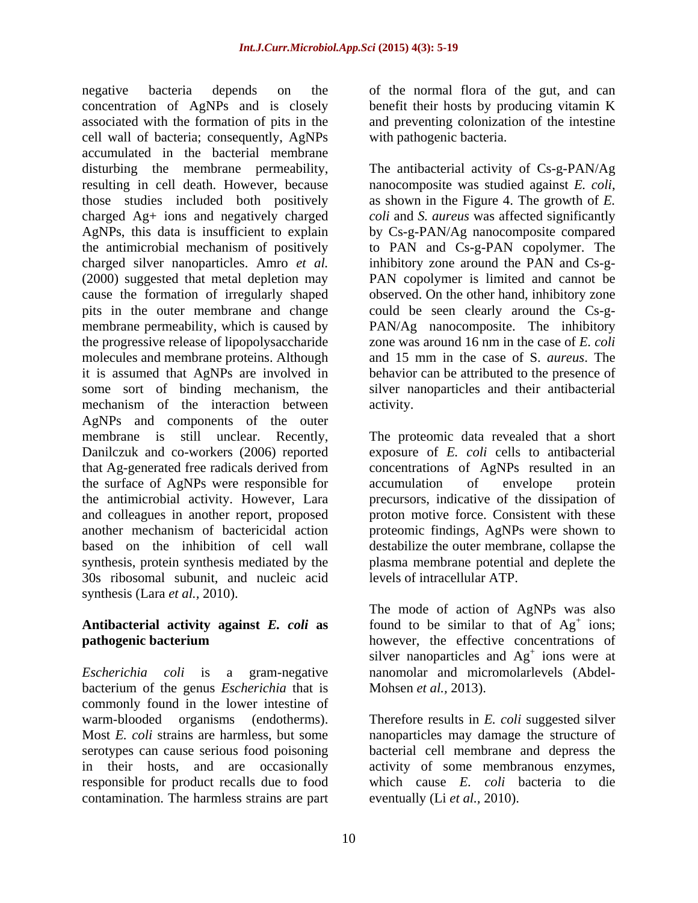negative bacteria depends on the concentration of AgNPs and is closely associated with the formation of pits in the cell wall of bacteria; consequently, AgNPs accumulated in the bacterial membrane disturbing the membrane permeability, resulting in cell death. However, because those studies included both positively charged Ag+ ions and negatively charged AgNPs, this data is insufficient to explain the antimicrobial mechanism of positively charged silver nanoparticles. Amro *et al.* (2000) suggested that metal depletion may cause the formation of irregularly shaped pits in the outer membrane and change membrane permeability, which is caused by the progressive release of lipopolysaccharide molecules and membrane proteins. Although it is assumed that AgNPs are involved in some sort of binding mechanism, the mechanism of the interaction between AgNPs and components of the outer membrane is still unclear. Recently, Danilczuk and co-workers (2006) reported that Ag-generated free radicals derived from the surface of AgNPs were responsible for the antimicrobial activity. However, Lara and colleagues in another report, proposed another mechanism of bactericidal action based on the inhibition of cell wall synthesis, protein synthesis mediated by the 30s ribosomal subunit, and nucleic acid synthesis (Lara *et al.,* 2010).

## Antibacterial activity against *E. coli* as pathogenic bacterium

*Escherichia coli* is a gram-negative bacterium of the genus *Escherichia* that is commonly found in the lower intestine of warm-blooded organisms (endotherms). Most *E. coli* strains are harmless, but some serotypes can cause serious food poisoning in their hosts, and are occasionally responsible for product recalls due to food contamination. The harmless strains are part of the normal flora of the gut, and can benefit their hosts by producing vitamin K and preventing colonization of the intestine with pathogenic bacteria.

The antibacterial activity of Cs-g-PAN/Ag nanocomposite was studied against *E. coli*, as shown in the Figure 4. The growth of *E. coli* and *S. aureus* was affected significantly by Cs-g-PAN/Ag nanocomposite compared to PAN and Cs-g-PAN copolymer. The inhibitory zone around the PAN and Cs-g-PAN copolymer is limited and cannot be observed. On the other hand, inhibitory zone could be seen clearly around the Cs-g-PAN/Ag nanocomposite. The inhibitory zone was around 16 nm in the case of *E. coli* and 15 mm in the case of S. *aureus*. The behavior can be attributed to the presence of silver nanoparticles and their antibacterial activity.

The proteomic data revealed that a short exposure of *E. coli* cells to antibacterial concentrations of AgNPs resulted in an accumulation of envelope protein precursors, indicative of the dissipation of proton motive force. Consistent with these proteomic findings, AgNPs were shown to destabilize the outer membrane, collapse the plasma membrane potential and deplete the levels of intracellular ATP.

The mode of action of AgNPs was also found to be similar to that of $Ag^+$ ions; however, the effective concentrations of silver nanoparticles and $Ag^+$ ions were at nanomolar and micromolarlevels (Abdel-Mohsen *et al.,* 2013).

Therefore results in *E. coli* suggested silver nanoparticles may damage the structure of bacterial cell membrane and depress the activity of some membranous enzymes, which cause *E. coli* bacteria to die eventually (Li *et al.,* 2010).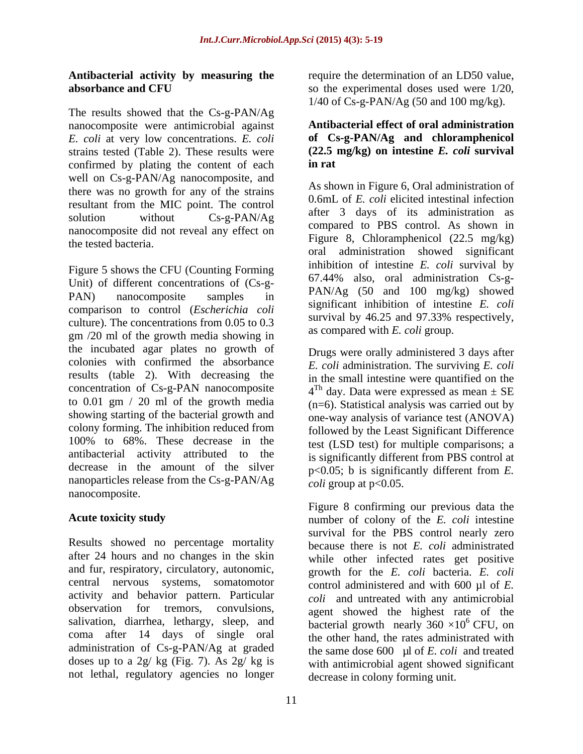### Antibacterial activity by measuring the absorbance and CFU

The results showed that the Cs-g-PAN/Ag nanocomposite were antimicrobial against *E. coli* at very low concentrations. *E. coli* strains tested (Table 2). These results were confirmed by plating the content of each well on Cs-g-PAN/Ag nanocomposite, and there was no growth for any of the strains resultant from the MIC point. The control solution without Cs-g-PAN/Ag nanocomposite did not reveal any effect on the tested bacteria.

Figure 5 shows the CFU (Counting Forming Unit) of different concentrations of (Cs-g-PAN) nanocomposite samples in comparison to control (*Escherichia coli* culture). The concentrations from 0.05 to 0.3 gm /20 ml of the growth media showing in the incubated agar plates no growth of colonies with confirmed the absorbance results (table 2). With decreasing the concentration of Cs-g-PAN nanocomposite to 0.01 gm / 20 ml of the growth media showing starting of the bacterial growth and colony forming. The inhibition reduced from 100% to 68%. These decrease in the antibacterial activity attributed to the decrease in the amount of the silver nanoparticles release from the Cs-g-PAN/Ag nanocomposite.

### Acute toxicity study

Results showed no percentage mortality after 24 hours and no changes in the skin and fur, respiratory, circulatory, autonomic, central nervous systems, somatomotor activity and behavior pattern. Particular observation for tremors, convulsions, salivation, diarrhea, lethargy, sleep, and coma after 14 days of single oral administration of Cs-g-PAN/Ag at graded doses up to a 2g/ kg (Fig. 7). As 2g/ kg is not lethal, regulatory agencies no longer require the determination of an LD50 value, so the experimental doses used were 1/20, 1/40 of Cs-g-PAN/Ag (50 and 100 mg/kg).

### Antibacterial effect of oral administration of Cs-g-PAN/Ag and chloramphenicol (22.5 mg/kg) on intestine *E. coli* survival in rat

As shown in Figure 6, Oral administration of 0.6mL of *E. coli* elicited intestinal infection after 3 days of its administration as compared to PBS control. As shown in Figure 8, Chloramphenicol (22.5 mg/kg) oral administration showed significant inhibition of intestine *E. coli* survival by 67.44% also, oral administration Cs-g-PAN/Ag (50 and 100 mg/kg) showed significant inhibition of intestine *E. coli* survival by 46.25 and 97.33% respectively, as compared with *E. coli* group.

Drugs were orally administered 3 days after *E. coli* administration. The surviving *E. coli* in the small intestine were quantified on the $4^{Th}$ day. Data were expressed as mean ± SE (n=6). Statistical analysis was carried out by one-way analysis of variance test (ANOVA) followed by the Least Significant Difference test (LSD test) for multiple comparisons; a is significantly different from PBS control at $p<0.05$; b is significantly different from *E. coli* group at $p<0.05$.

Figure 8 confirming our previous data the number of colony of the *E. coli* intestine survival for the PBS control nearly zero because there is not *E. coli* administrated while other infected rates get positive growth for the *E. coli* bacteria. *E. coli* control administered and with 600 µl of *E. coli* and untreated with any antimicrobial agent showed the highest rate of the bacterial growth nearly $360 \times 10^6$ CFU, on the other hand, the rates administrated with the same dose 600 µl of *E. coli* and treated with antimicrobial agent showed significant decrease in colony forming unit.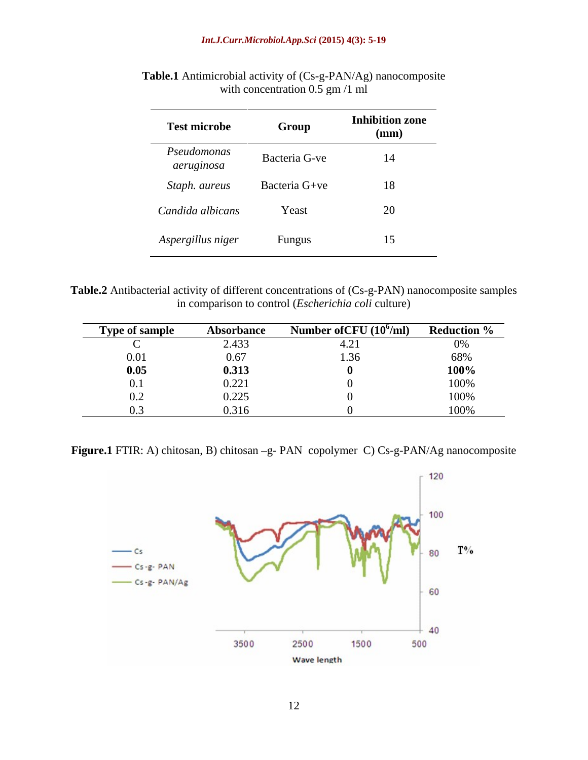**Table.1** Antimicrobial activity of (Cs-g-PAN/Ag) nanocomposite with concentration 0.5 gm /1 ml

| Test microbe | Group | Inhibition zone (mm) |
|---|---|---|
| *Pseudomonas aeruginosa* | Bacteria G-ve | 14 |
| *Staph. aureus* | Bacteria G+ve | 18 |
| *Candida albicans* | Yeast | 20 |
| *Aspergillus niger* | Fungus | 15 |

**Table.2** Antibacterial activity of different concentrations of (Cs-g-PAN) nanocomposite samples in comparison to control (*Escherichia coli* culture)

| Type of sample | Absorbance | Number ofCFU ($10^6$/ml) | Reduction % |
|---|---|---|---|
| C | 2.433 | 4.21 | 0% |
| 0.01 | 0.67 | 1.36 | 68% |
| **0.05** | **0.313** | **0** | **100%** |
| 0.1 | 0.221 | 0 | 100% |
| 0.2 | 0.225 | 0 | 100% |
| 0.3 | 0.316 | 0 | 100% |

**Figure.1** FTIR: A) chitosan, B) chitosan –g- PAN copolymer C) Cs-g-PAN/Ag nanocomposite

Cs
Cs-g- PAN
Cs-g- PAN/Ag
120
100
80
60
40
T%
3500
2500
1500
500
Wave length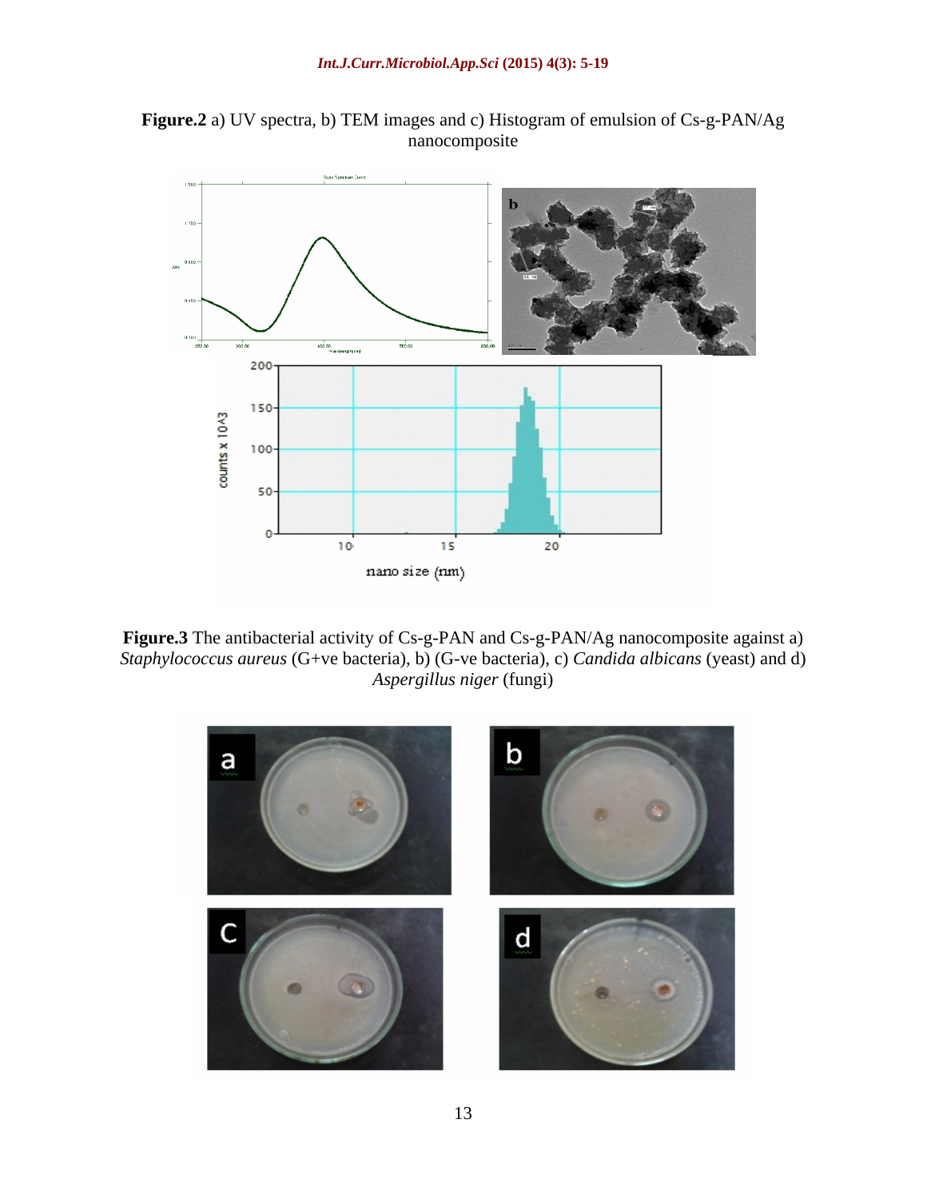**Figure.2** a) UV spectra, b) TEM images and c) Histogram of emulsion of Cs-g-PAN/Ag nanocomposite

b

200
150
100
50
0
counts x 10^3
10
15
20
nano size (nm)

**Figure.3** The antibacterial activity of Cs-g-PAN and Cs-g-PAN/Ag nanocomposite against a) *Staphylococcus aureus* (G+ve bacteria), b) (G-ve bacteria), c) *Candida albicans* (yeast) and d) *Aspergillus niger* (fungi)

a

b

c

d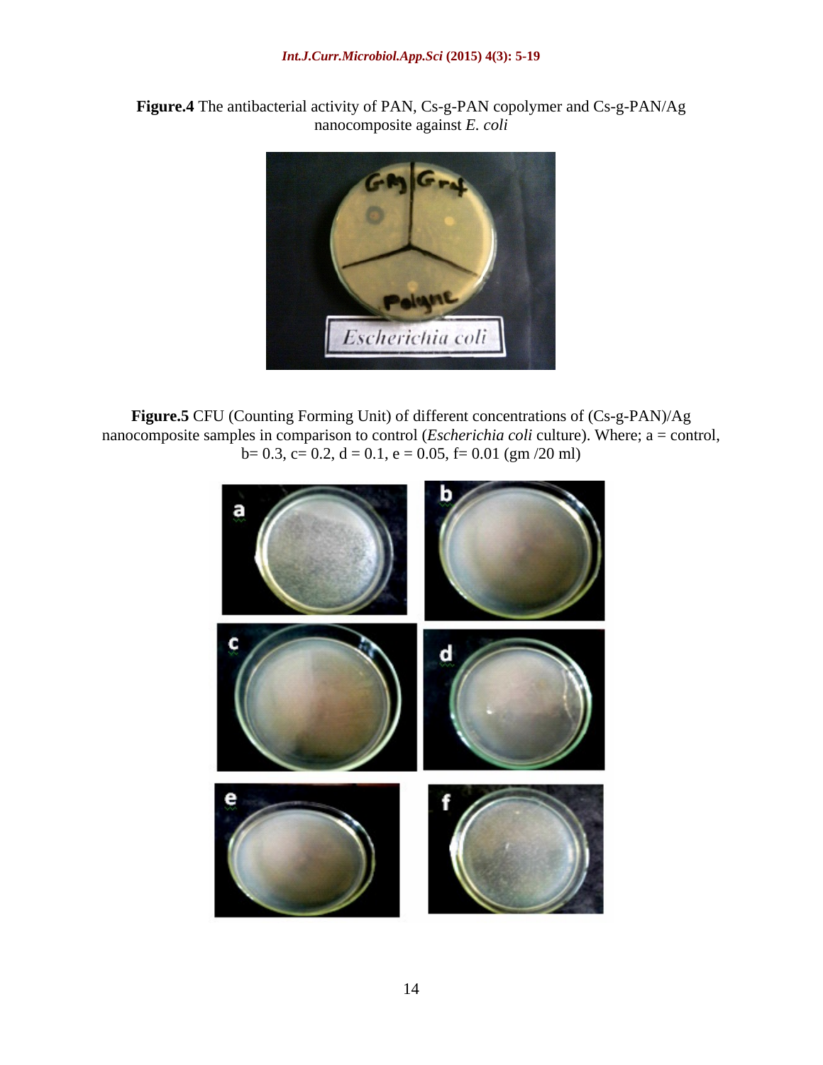**Figure.4** The antibacterial activity of PAN, Cs-g-PAN copolymer and Cs-g-PAN/Ag nanocomposite against *E. coli*

**Figure.5** CFU (Counting Forming Unit) of different concentrations of (Cs-g-PAN)/Ag nanocomposite samples in comparison to control (*Escherichia coli* culture). Where; a = control, b= 0.3, c= 0.2, d = 0.1, e = 0.05, f= 0.01 (gm /20 ml)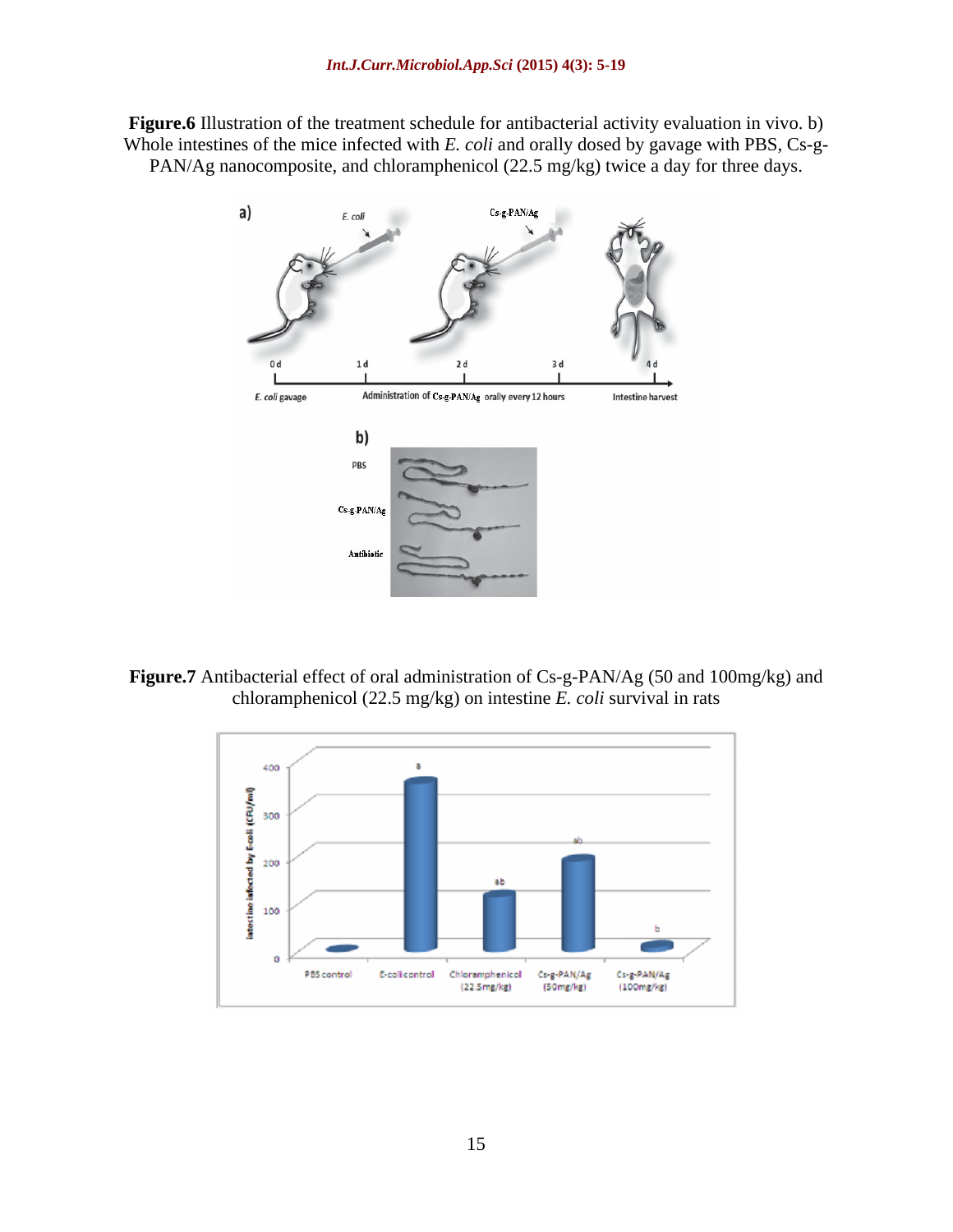**Figure.6** Illustration of the treatment schedule for antibacterial activity evaluation in vivo. b) Whole intestines of the mice infected with *E. coli* and orally dosed by gavage with PBS, Cs-g-PAN/Ag nanocomposite, and chloramphenicol (22.5 mg/kg) twice a day for three days.

a)

E. coli

Cs-g-PAN/Ag

0 d

1 d

2 d

3 d

4 d

E. coli gavage

Administration of Cs-g-PAN/Ag orally every 12 hours

Intestine harvest

b)

PBS

Cs-g-PAN/Ag

Antibiotic

**Figure.7** Antibacterial effect of oral administration of Cs-g-PAN/Ag (50 and 100mg/kg) and chloramphenicol (22.5 mg/kg) on intestine *E. coli* survival in rats

Intestine infected by E-coli (CFU/ml)

0

100

200

300

400

a

ab

ab

b

PBS control

E-coli control

Chloramphenicol (22.5mg/kg)

Cs-g-PAN/Ag (50mg/kg)

Cs-g-PAN/Ag (100mg/kg)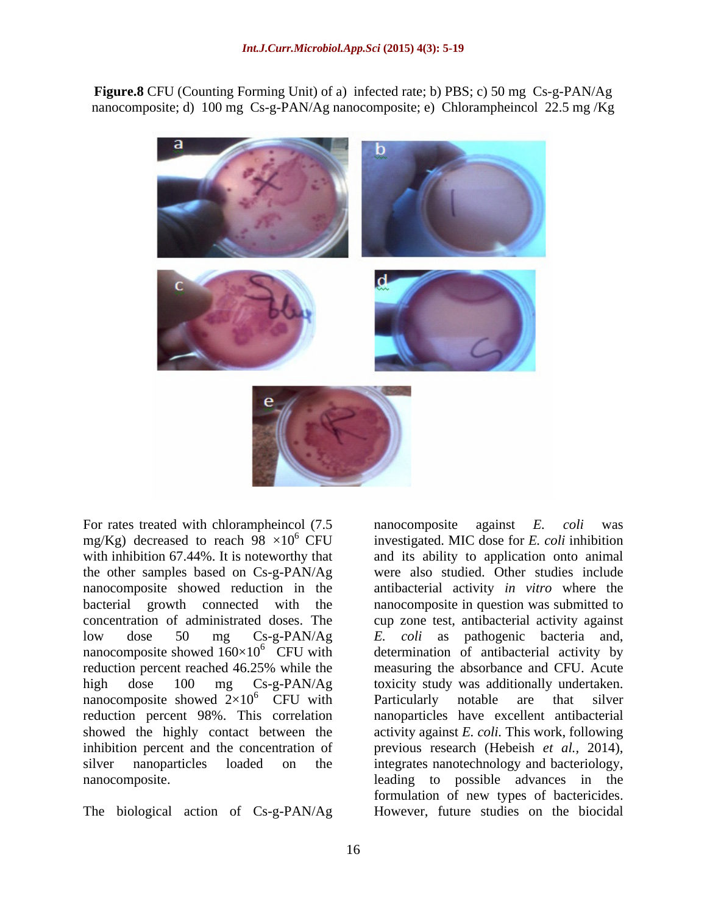**Figure.8** CFU (Counting Forming Unit) of a) infected rate; b) PBS; c) 50 mg Cs-g-PAN/Ag nanocomposite; d) 100 mg Cs-g-PAN/Ag nanocomposite; e) Chlorampheincol 22.5 mg /Kg

For rates treated with chlorampheincol (7.5 mg/Kg) decreased to reach 98 $\times 10^6$ CFU with inhibition 67.44%. It is noteworthy that the other samples based on Cs-g-PAN/Ag nanocomposite showed reduction in the bacterial growth connected with the concentration of administrated doses. The low dose 50 mg Cs-g-PAN/Ag nanocomposite showed $160\times10^6$ CFU with reduction percent reached 46.25% while the high dose 100 mg Cs-g-PAN/Ag nanocomposite showed $2\times10^6$ CFU with reduction percent 98%. This correlation showed the highly contact between the inhibition percent and the concentration of silver nanoparticles loaded on the nanocomposite.

The biological action of Cs-g-PAN/Ag nanocomposite against *E. coli* was investigated. MIC dose for *E. coli* inhibition and its ability to application onto animal were also studied. Other studies include antibacterial activity *in vitro* where the nanocomposite in question was submitted to cup zone test, antibacterial activity against *E. coli* as pathogenic bacteria and, determination of antibacterial activity by measuring the absorbance and CFU. Acute toxicity study was additionally undertaken. Particularly notable are that silver nanoparticles have excellent antibacterial activity against *E. coli*. This work, following previous research (Hebeish *et al.,* 2014), integrates nanotechnology and bacteriology, leading to possible advances in the formulation of new types of bactericides. However, future studies on the biocidal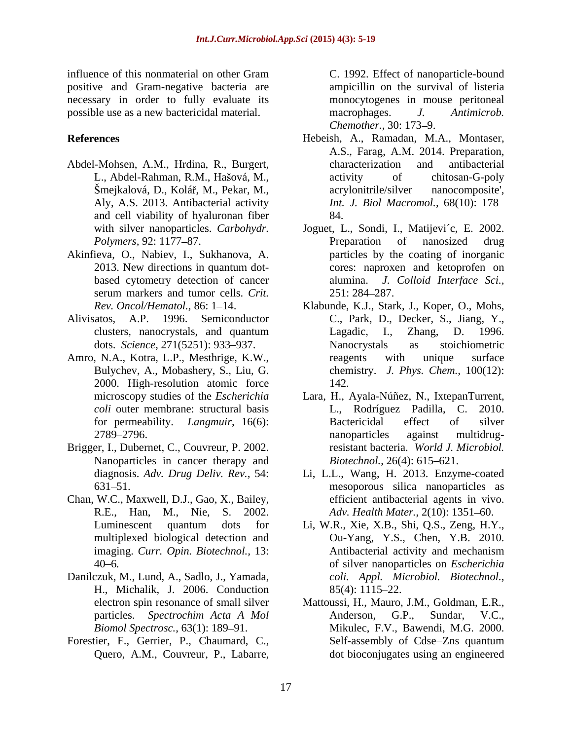influence of this nonmaterial on other Gram positive and Gram-negative bacteria are necessary in order to fully evaluate its possible use as a new bactericidal material.

## References

Abdel-Mohsen, A.M., Hrdina, R., Burgert, L., Abdel-Rahman, R.M., Hašová, M., Šmejkalová, D., Kolář, M., Pekar, M., Aly, A.S. 2013. Antibacterial activity and cell viability of hyaluronan fiber with silver nanoparticles. *Carbohydr. Polymers*, 92: 1177–87.

Akinfieva, O., Nabiev, I., Sukhanova, A. 2013. New directions in quantum dot-based cytometry detection of cancer serum markers and tumor cells. *Crit. Rev. Oncol/Hematol.*, 86: 1–14.

Alivisatos, A.P. 1996. Semiconductor clusters, nanocrystals, and quantum dots. *Science*, 271(5251): 933–937.

Amro, N.A., Kotra, L.P., Mesthrige, K.W., Bulychev, A., Mobashery, S., Liu, G. 2000. High-resolution atomic force microscopy studies of the *Escherichia coli* outer membrane: structural basis for permeability. *Langmuir*, 16(6): 2789–2796.

Brigger, I., Dubernet, C., Couvreur, P. 2002. Nanoparticles in cancer therapy and diagnosis. *Adv. Drug Deliv. Rev.*, 54: 631–51.

Chan, W.C., Maxwell, D.J., Gao, X., Bailey, R.E., Han, M., Nie, S. 2002. Luminescent quantum dots for multiplexed biological detection and imaging. *Curr. Opin. Biotechnol.*, 13: 40–6.

Danilczuk, M., Lund, A., Sadlo, J., Yamada, H., Michalik, J. 2006. Conduction electron spin resonance of small silver particles. *Spectrochim Acta A Mol Biomol Spectrosc.*, 63(1): 189–91.

Forestier, F., Gerrier, P., Chaumard, C., Quero, A.M., Couvreur, P., Labarre, C. 1992. Effect of nanoparticle-bound ampicillin on the survival of listeria monocytogenes in mouse peritoneal macrophages. *J. Antimicrob. Chemother.*, 30: 173–9.

Hebeish, A., Ramadan, M.A., Montaser, A.S., Farag, A.M. 2014. Preparation, characterization and antibacterial activity of chitosan-G-poly acrylonitrile/silver nanocomposite', *Int. J. Biol Macromol.*, 68(10): 178–84.

Joguet, L., Sondi, I., Matijevi´c, E. 2002. Preparation of nanosized drug particles by the coating of inorganic cores: naproxen and ketoprofen on alumina. *J. Colloid Interface Sci.*, 251: 284–287.

Klabunde, K.J., Stark, J., Koper, O., Mohs, C., Park, D., Decker, S., Jiang, Y., Lagadic, I., Zhang, D. 1996. Nanocrystals as stoichiometric reagents with unique surface chemistry. *J. Phys. Chem.*, 100(12): 142.

Lara, H., Ayala-Núñez, N., IxtepanTurrent, L., Rodríguez Padilla, C. 2010. Bactericidal effect of silver nanoparticles against multidrug-resistant bacteria. *World J. Microbiol. Biotechnol.*, 26(4): 615–621.

Li, L.L., Wang, H. 2013. Enzyme-coated mesoporous silica nanoparticles as efficient antibacterial agents in vivo. *Adv. Health Mater.*, 2(10): 1351–60.

Li, W.R., Xie, X.B., Shi, Q.S., Zeng, H.Y., Ou-Yang, Y.S., Chen, Y.B. 2010. Antibacterial activity and mechanism of silver nanoparticles on *Escherichia coli. Appl. Microbiol. Biotechnol.*, 85(4): 1115–22.

Mattoussi, H., Mauro, J.M., Goldman, E.R., Anderson, G.P., Sundar, V.C., Mikulec, F.V., Bawendi, M.G. 2000. Self-assembly of Cdse−Zns quantum dot bioconjugates using an engineered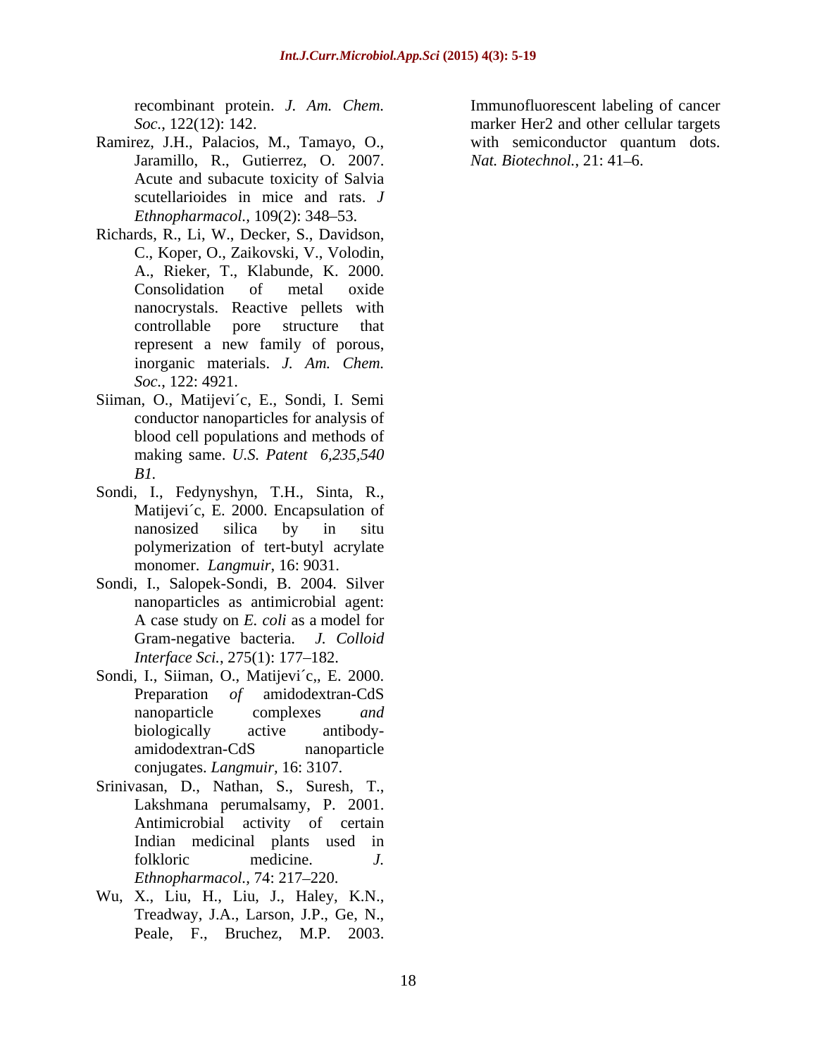recombinant protein. *J. Am. Chem. Soc.*, 122(12): 142.

Ramirez, J.H., Palacios, M., Tamayo, O., Jaramillo, R., Gutierrez, O. 2007. Acute and subacute toxicity of Salvia scutellarioides in mice and rats. *J Ethnopharmacol.*, 109(2): 348–53.

Richards, R., Li, W., Decker, S., Davidson, C., Koper, O., Zaikovski, V., Volodin, A., Rieker, T., Klabunde, K. 2000. Consolidation of metal oxide nanocrystals. Reactive pellets with controllable pore structure that represent a new family of porous, inorganic materials. *J. Am. Chem. Soc.*, 122: 4921.

Siiman, O., Matijevi´c, E., Sondi, I. Semi conductor nanoparticles for analysis of blood cell populations and methods of making same. *U.S. Patent 6,235,540 B1.*

Sondi, I., Fedynyshyn, T.H., Sinta, R., Matijevi´c, E. 2000. Encapsulation of nanosized silica by in situ polymerization of tert-butyl acrylate monomer. *Langmuir*, 16: 9031.

Sondi, I., Salopek-Sondi, B. 2004. Silver nanoparticles as antimicrobial agent: A case study on *E. coli* as a model for Gram-negative bacteria. *J. Colloid Interface Sci.*, 275(1): 177–182.

Sondi, I., Siiman, O., Matijevi´c,, E. 2000. Preparation *of* amidodextran-CdS nanoparticle complexes *and* biologically active antibody-amidodextran-CdS nanoparticle conjugates. *Langmuir*, 16: 3107.

Srinivasan, D., Nathan, S., Suresh, T., Lakshmana perumalsamy, P. 2001. Antimicrobial activity of certain Indian medicinal plants used in folkloric medicine. *J. Ethnopharmacol.*, 74: 217–220.

Wu, X., Liu, H., Liu, J., Haley, K.N., Treadway, J.A., Larson, J.P., Ge, N., Peale, F., Bruchez, M.P. 2003. Immunofluorescent labeling of cancer marker Her2 and other cellular targets with semiconductor quantum dots. *Nat. Biotechnol.*, 21: 41–6.